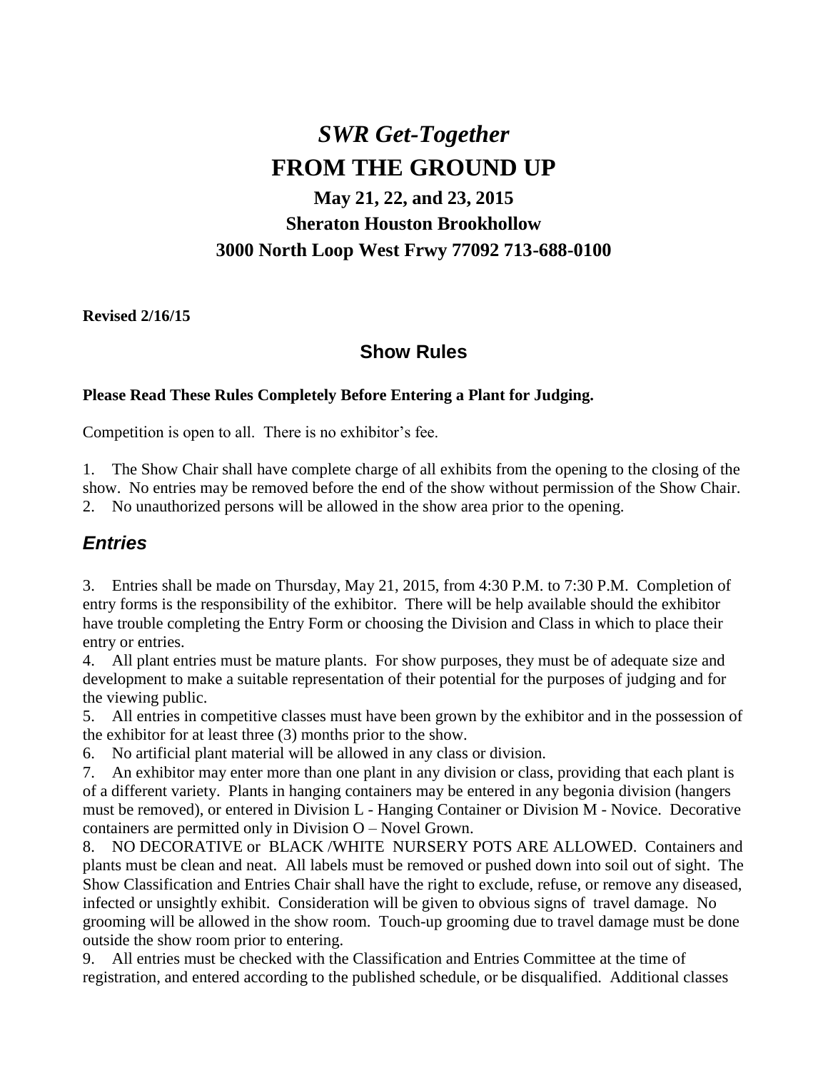# *SWR Get-Together*

# FROM THE GROUND UP

## May 21, 22, and 23, 2015

## Sheraton Houston Brookhollow

## 3000 North Loop West Frwy 77092 713-688-0100

**Revised 2/16/15**

## Show Rules

**Please Read These Rules Completely Before Entering a Plant for Judging.**

Competition is open to all. There is no exhibitor's fee.

1. The Show Chair shall have complete charge of all exhibits from the opening to the closing of the show. No entries may be removed before the end of the show without permission of the Show Chair.
2. No unauthorized persons will be allowed in the show area prior to the opening.

## *Entries*

3. Entries shall be made on Thursday, May 21, 2015, from 4:30 P.M. to 7:30 P.M. Completion of entry forms is the responsibility of the exhibitor. There will be help available should the exhibitor have trouble completing the Entry Form or choosing the Division and Class in which to place their entry or entries.
4. All plant entries must be mature plants. For show purposes, they must be of adequate size and development to make a suitable representation of their potential for the purposes of judging and for the viewing public.
5. All entries in competitive classes must have been grown by the exhibitor and in the possession of the exhibitor for at least three (3) months prior to the show.
6. No artificial plant material will be allowed in any class or division.
7. An exhibitor may enter more than one plant in any division or class, providing that each plant is of a different variety. Plants in hanging containers may be entered in any begonia division (hangers must be removed), or entered in Division L - Hanging Container or Division M - Novice. Decorative containers are permitted only in Division O – Novel Grown.
8. NO DECORATIVE or BLACK /WHITE NURSERY POTS ARE ALLOWED. Containers and plants must be clean and neat. All labels must be removed or pushed down into soil out of sight. The Show Classification and Entries Chair shall have the right to exclude, refuse, or remove any diseased, infected or unsightly exhibit. Consideration will be given to obvious signs of travel damage. No grooming will be allowed in the show room. Touch-up grooming due to travel damage must be done outside the show room prior to entering.
9. All entries must be checked with the Classification and Entries Committee at the time of registration, and entered according to the published schedule, or be disqualified. Additional classes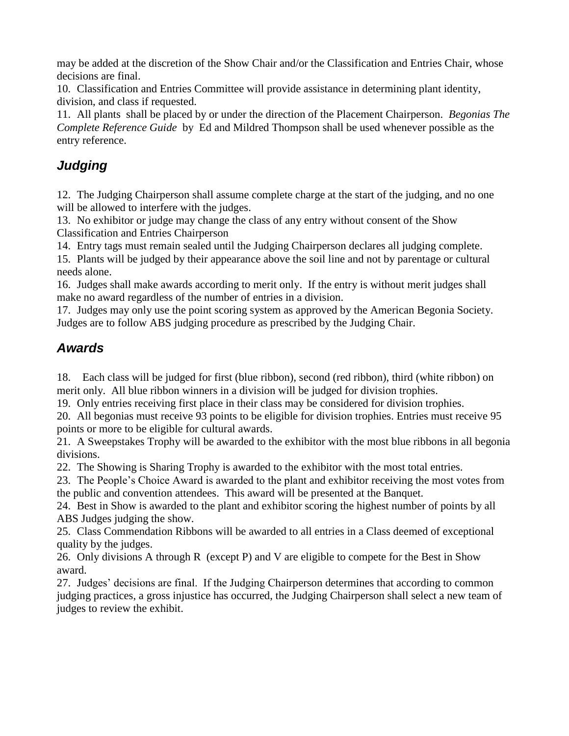may be added at the discretion of the Show Chair and/or the Classification and Entries Chair, whose decisions are final.

10. Classification and Entries Committee will provide assistance in determining plant identity, division, and class if requested.

11. All plants shall be placed by or under the direction of the Placement Chairperson. *Begonias The Complete Reference Guide* by Ed and Mildred Thompson shall be used whenever possible as the entry reference.

## *Judging*

12. The Judging Chairperson shall assume complete charge at the start of the judging, and no one will be allowed to interfere with the judges.

13. No exhibitor or judge may change the class of any entry without consent of the Show Classification and Entries Chairperson

14. Entry tags must remain sealed until the Judging Chairperson declares all judging complete.

15. Plants will be judged by their appearance above the soil line and not by parentage or cultural needs alone.

16. Judges shall make awards according to merit only. If the entry is without merit judges shall make no award regardless of the number of entries in a division.

17. Judges may only use the point scoring system as approved by the American Begonia Society. Judges are to follow ABS judging procedure as prescribed by the Judging Chair.

## *Awards*

18. Each class will be judged for first (blue ribbon), second (red ribbon), third (white ribbon) on merit only. All blue ribbon winners in a division will be judged for division trophies.

19. Only entries receiving first place in their class may be considered for division trophies.

20. All begonias must receive 93 points to be eligible for division trophies. Entries must receive 95 points or more to be eligible for cultural awards.

21. A Sweepstakes Trophy will be awarded to the exhibitor with the most blue ribbons in all begonia divisions.

22. The Showing is Sharing Trophy is awarded to the exhibitor with the most total entries.

23. The People's Choice Award is awarded to the plant and exhibitor receiving the most votes from the public and convention attendees. This award will be presented at the Banquet.

24. Best in Show is awarded to the plant and exhibitor scoring the highest number of points by all ABS Judges judging the show.

25. Class Commendation Ribbons will be awarded to all entries in a Class deemed of exceptional quality by the judges.

26. Only divisions A through R (except P) and V are eligible to compete for the Best in Show award.

27. Judges' decisions are final. If the Judging Chairperson determines that according to common judging practices, a gross injustice has occurred, the Judging Chairperson shall select a new team of judges to review the exhibit.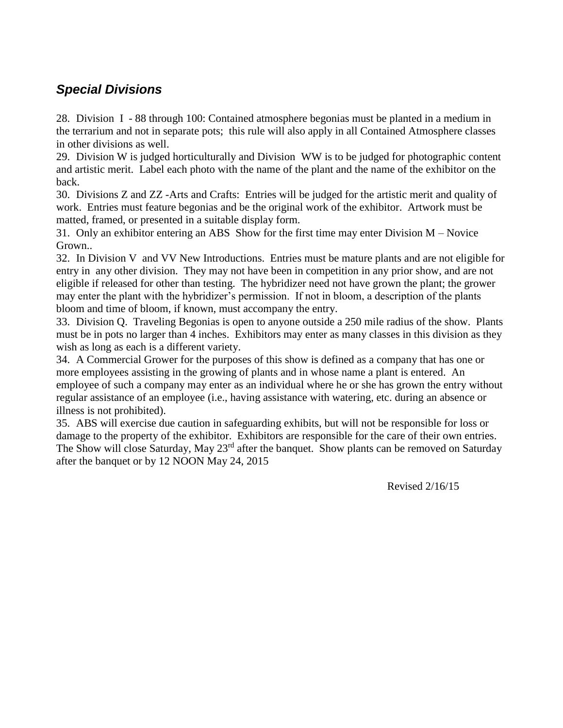## *Special Divisions*

28. Division I - 88 through 100: Contained atmosphere begonias must be planted in a medium in the terrarium and not in separate pots; this rule will also apply in all Contained Atmosphere classes in other divisions as well.

29. Division W is judged horticulturally and Division WW is to be judged for photographic content and artistic merit. Label each photo with the name of the plant and the name of the exhibitor on the back.

30. Divisions Z and ZZ -Arts and Crafts: Entries will be judged for the artistic merit and quality of work. Entries must feature begonias and be the original work of the exhibitor. Artwork must be matted, framed, or presented in a suitable display form.

31. Only an exhibitor entering an ABS Show for the first time may enter Division M – Novice Grown..

32. In Division V and VV New Introductions. Entries must be mature plants and are not eligible for entry in any other division. They may not have been in competition in any prior show, and are not eligible if released for other than testing. The hybridizer need not have grown the plant; the grower may enter the plant with the hybridizer's permission. If not in bloom, a description of the plants bloom and time of bloom, if known, must accompany the entry.

33. Division Q. Traveling Begonias is open to anyone outside a 250 mile radius of the show. Plants must be in pots no larger than 4 inches. Exhibitors may enter as many classes in this division as they wish as long as each is a different variety.

34. A Commercial Grower for the purposes of this show is defined as a company that has one or more employees assisting in the growing of plants and in whose name a plant is entered. An employee of such a company may enter as an individual where he or she has grown the entry without regular assistance of an employee (i.e., having assistance with watering, etc. during an absence or illness is not prohibited).

35. ABS will exercise due caution in safeguarding exhibits, but will not be responsible for loss or damage to the property of the exhibitor. Exhibitors are responsible for the care of their own entries. The Show will close Saturday, May 23rd after the banquet. Show plants can be removed on Saturday after the banquet or by 12 NOON May 24, 2015

Revised 2/16/15